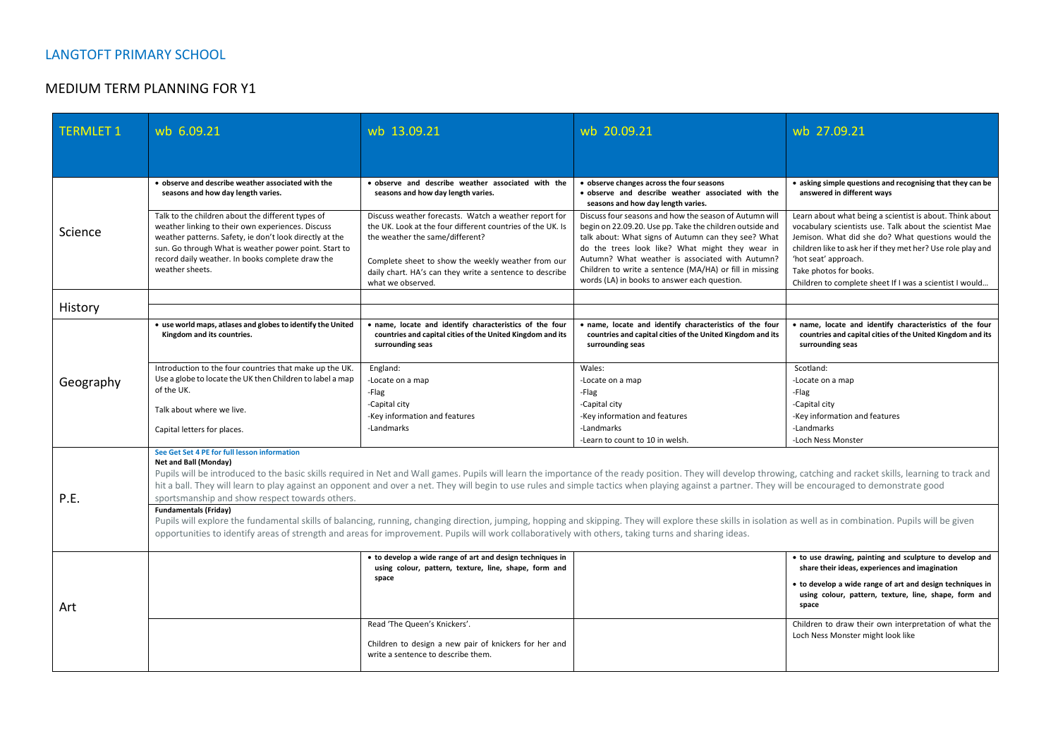# LANGTOFT PRIMARY SCHOOL

## MEDIUM TERM PLANNING FOR Y1

| TERMLET 1 | wb 6.09.21 | wb 13.09.21 | wb 20.09.21 | wb 27.09.21 |
|---|---|---|---|---|
| Science | **• observe and describe weather associated with the seasons and how day length varies.** | **• observe and describe weather associated with the seasons and how day length varies.** | **• observe changes across the four seasons<br>• observe and describe weather associated with the seasons and how day length varies.** | **• asking simple questions and recognising that they can be answered in different ways** |
| | Talk to the children about the different types of weather linking to their own experiences. Discuss weather patterns. Safety, ie don't look directly at the sun. Go through What is weather power point. Start to record daily weather. In books complete draw the weather sheets. | Discuss weather forecasts. Watch a weather report for the UK. Look at the four different countries of the UK. Is the weather the same/different?<br><br>Complete sheet to show the weekly weather from our daily chart. HA's can they write a sentence to describe what we observed. | Discuss four seasons and how the season of Autumn will begin on 22.09.20. Use pp. Take the children outside and talk about: What signs of Autumn can they see? What do the trees look like? What might they wear in Autumn? What weather is associated with Autumn? Children to write a sentence (MA/HA) or fill in missing words (LA) in books to answer each question. | Learn about what being a scientist is about. Think about vocabulary scientists use. Talk about the scientist Mae Jemison. What did she do? What questions would the children like to ask her if they met her? Use role play and 'hot seat' approach.<br>Take photos for books.<br>Children to complete sheet If I was a scientist I would… |
| History | | | | |
| | | | | |
| Geography | **• use world maps, atlases and globes to identify the United Kingdom and its countries.** | **• name, locate and identify characteristics of the four countries and capital cities of the United Kingdom and its surrounding seas** | **• name, locate and identify characteristics of the four countries and capital cities of the United Kingdom and its surrounding seas** | **• name, locate and identify characteristics of the four countries and capital cities of the United Kingdom and its surrounding seas** |
| | Introduction to the four countries that make up the UK. Use a globe to locate the UK then Children to label a map of the UK.<br><br>Talk about where we live.<br><br>Capital letters for places. | England:<br>-Locate on a map<br>-Flag<br>-Capital city<br>-Key information and features<br>-Landmarks | Wales:<br>-Locate on a map<br>-Flag<br>-Capital city<br>-Key information and features<br>-Landmarks<br>-Learn to count to 10 in welsh. | Scotland:<br>-Locate on a map<br>-Flag<br>-Capital city<br>-Key information and features<br>-Landmarks<br>-Loch Ness Monster |
| P.E. | **See Get Set 4 PE for full lesson information**<br>**Net and Ball (Monday)**<br>Pupils will be introduced to the basic skills required in Net and Wall games. Pupils will learn the importance of the ready position. They will develop throwing, catching and racket skills, learning to track and hit a ball. They will learn to play against an opponent and over a net. They will begin to use rules and simple tactics when playing against a partner. They will be encouraged to demonstrate good sportsmanship and show respect towards others. | | | |
| | **Fundamentals (Friday)**<br>Pupils will explore the fundamental skills of balancing, running, changing direction, jumping, hopping and skipping. They will explore these skills in isolation as well as in combination. Pupils will be given opportunities to identify areas of strength and areas for improvement. Pupils will work collaboratively with others, taking turns and sharing ideas. | | | |
| Art | | **• to develop a wide range of art and design techniques in using colour, pattern, texture, line, shape, form and space** | | **• to use drawing, painting and sculpture to develop and share their ideas, experiences and imagination<br>• to develop a wide range of art and design techniques in using colour, pattern, texture, line, shape, form and space** |
| | | Read 'The Queen's Knickers'.<br><br>Children to design a new pair of knickers for her and write a sentence to describe them. | | Children to draw their own interpretation of what the Loch Ness Monster might look like |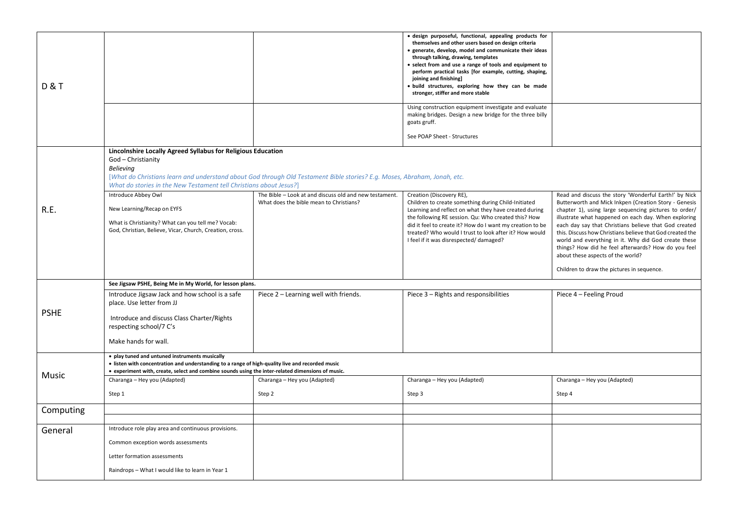| | | | | |
|---|---|---|---|---|
| D & T | | | • design purposeful, functional, appealing products for themselves and other users based on design criteria<br>• generate, develop, model and communicate their ideas through talking, drawing, templates<br>• select from and use a range of tools and equipment to perform practical tasks [for example, cutting, shaping, joining and finishing]<br>• build structures, exploring how they can be made stronger, stiffer and more stable | |
| | | | Using construction equipment investigate and evaluate making bridges. Design a new bridge for the three billy goats gruff.<br><br>See POAP Sheet - Structures | |
| R.E. | **Lincolnshire Locally Agreed Syllabus for Religious Education**<br>God – Christianity<br>*Believing*<br>[*What do Christians learn and understand about God through Old Testament Bible stories? E.g. Moses, Abraham, Jonah, etc.*<br>*What do stories in the New Testament tell Christians about Jesus?*] | | | |
| | Introduce Abbey Owl<br><br>New Learning/Recap on EYFS<br><br>What is Christianity? What can you tell me? Vocab: God, Christian, Believe, Vicar, Church, Creation, cross. | The Bible – Look at and discuss old and new testament. What does the bible mean to Christians? | Creation (Discovery RE),<br>Children to create something during Child-Initiated Learning and reflect on what they have created during the following RE session. Qu: Who created this? How did it feel to create it? How do I want my creation to be treated? Who would I trust to look after it? How would I feel if it was disrespected/ damaged? | Read and discuss the story 'Wonderful Earth!' by Nick Butterworth and Mick Inkpen (Creation Story - Genesis chapter 1), using large sequencing pictures to order/ illustrate what happened on each day. When exploring each day say that Christians believe that God created this. Discuss how Christians believe that God created the world and everything in it. Why did God create these things? How did he feel afterwards? How do you feel about these aspects of the world?<br><br>Children to draw the pictures in sequence. |
| PSHE | **See Jigsaw PSHE, Being Me in My World, for lesson plans.** | | | |
| | Introduce Jigsaw Jack and how school is a safe place. Use letter from JJ<br><br>Introduce and discuss Class Charter/Rights respecting school/7 C's<br><br>Make hands for wall. | Piece 2 – Learning well with friends. | Piece 3 – Rights and responsibilities | Piece 4 – Feeling Proud |
| Music | • play tuned and untuned instruments musically<br>• listen with concentration and understanding to a range of high-quality live and recorded music<br>• experiment with, create, select and combine sounds using the inter-related dimensions of music. | | | |
| | Charanga – Hey you (Adapted)<br><br>Step 1 | Charanga – Hey you (Adapted)<br><br>Step 2 | Charanga – Hey you (Adapted)<br><br>Step 3 | Charanga – Hey you (Adapted)<br><br>Step 4 |
| Computing | | | | |
| | | | | |
| General | Introduce role play area and continuous provisions.<br><br>Common exception words assessments<br><br>Letter formation assessments<br><br>Raindrops – What I would like to learn in Year 1 | | | |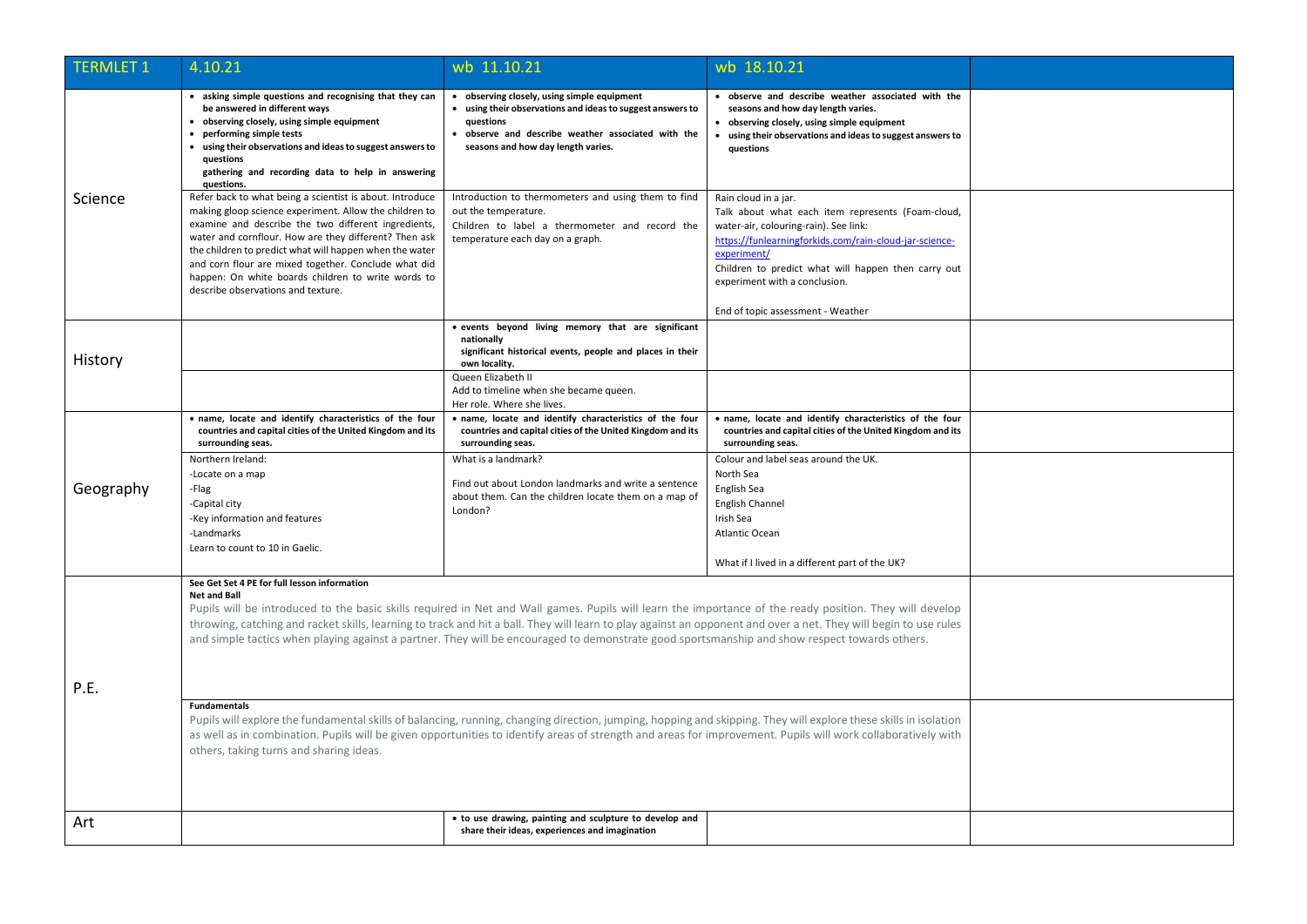| TERMLET 1 | 4.10.21 | wb 11.10.21 | wb 18.10.21 | |
|---|---|---|---|---|
| Science | • **asking simple questions and recognising that they can be answered in different ways**<br>• **observing closely, using simple equipment**<br>• **performing simple tests**<br>• **using their observations and ideas to suggest answers to questions**<br>**gathering and recording data to help in answering questions.** | • **observing closely, using simple equipment**<br>• **using their observations and ideas to suggest answers to questions**<br>• **observe and describe weather associated with the seasons and how day length varies.** | • **observe and describe weather associated with the seasons and how day length varies.**<br>• **observing closely, using simple equipment**<br>• **using their observations and ideas to suggest answers to questions** | |
| | Refer back to what being a scientist is about. Introduce making gloop science experiment. Allow the children to examine and describe the two different ingredients, water and cornflour. How are they different? Then ask the children to predict what will happen when the water and corn flour are mixed together. Conclude what did happen: On white boards children to write words to describe observations and texture. | Introduction to thermometers and using them to find out the temperature.<br>Children to label a thermometer and record the temperature each day on a graph. | Rain cloud in a jar.<br>Talk about what each item represents (Foam-cloud, water-air, colouring-rain). See link: https://funlearningforkids.com/rain-cloud-jar-science-experiment/<br>Children to predict what will happen then carry out experiment with a conclusion.<br><br>End of topic assessment - Weather | |
| History | | • **events beyond living memory that are significant nationally**<br>**significant historical events, people and places in their own locality.** | | |
| | | Queen Elizabeth II<br>Add to timeline when she became queen.<br>Her role. Where she lives. | | |
| Geography | • **name, locate and identify characteristics of the four countries and capital cities of the United Kingdom and its surrounding seas.** | • **name, locate and identify characteristics of the four countries and capital cities of the United Kingdom and its surrounding seas.** | • **name, locate and identify characteristics of the four countries and capital cities of the United Kingdom and its surrounding seas.** | |
| | Northern Ireland:<br>-Locate on a map<br>-Flag<br>-Capital city<br>-Key information and features<br>-Landmarks<br>Learn to count to 10 in Gaelic. | What is a landmark?<br><br>Find out about London landmarks and write a sentence about them. Can the children locate them on a map of London? | Colour and label seas around the UK.<br>North Sea<br>English Sea<br>English Channel<br>Irish Sea<br>Atlantic Ocean<br><br>What if I lived in a different part of the UK? | |
| P.E. | **See Get Set 4 PE for full lesson information**<br>**Net and Ball**<br>Pupils will be introduced to the basic skills required in Net and Wall games. Pupils will learn the importance of the ready position. They will develop throwing, catching and racket skills, learning to track and hit a ball. They will learn to play against an opponent and over a net. They will begin to use rules and simple tactics when playing against a partner. They will be encouraged to demonstrate good sportsmanship and show respect towards others. | | | |
| | **Fundamentals**<br>Pupils will explore the fundamental skills of balancing, running, changing direction, jumping, hopping and skipping. They will explore these skills in isolation as well as in combination. Pupils will be given opportunities to identify areas of strength and areas for improvement. Pupils will work collaboratively with others, taking turns and sharing ideas. | | | |
| Art | | • **to use drawing, painting and sculpture to develop and share their ideas, experiences and imagination** | | |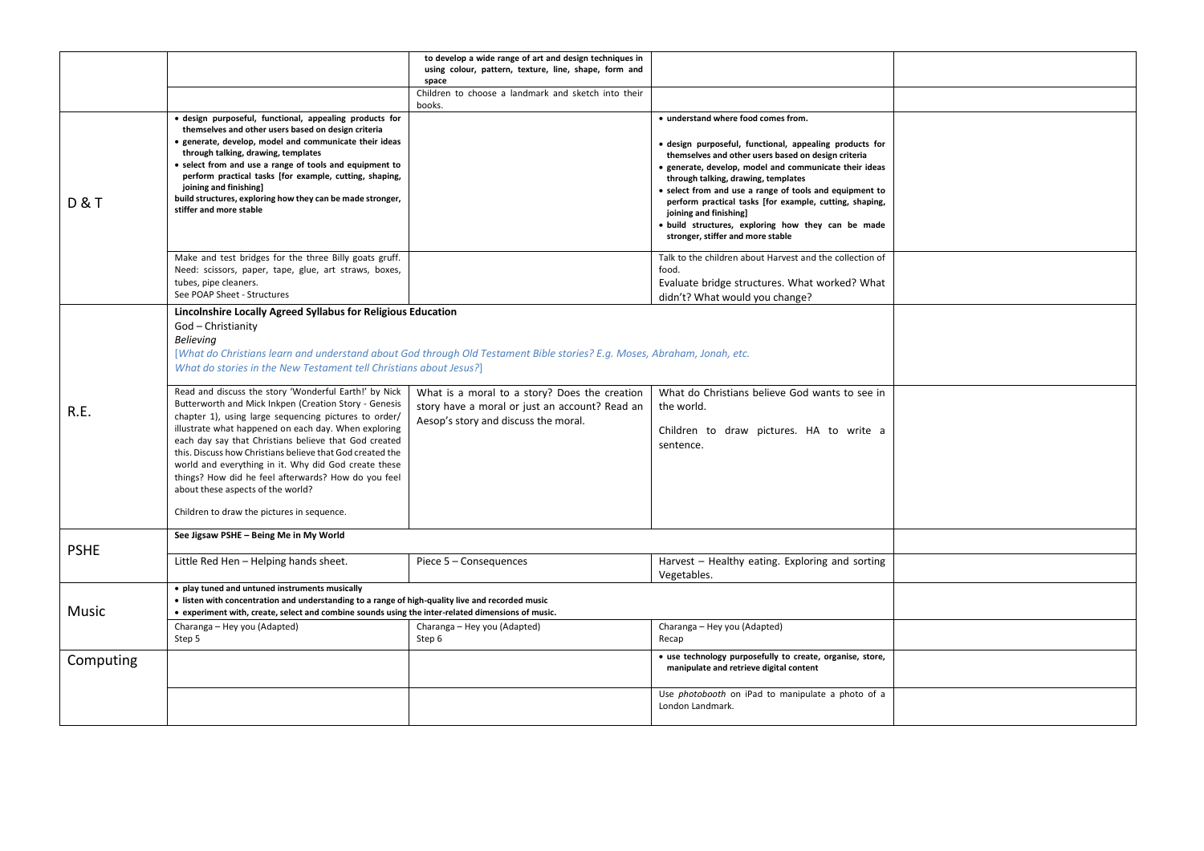| | | | | |
|---|---|---|---|---|
| | | **to develop a wide range of art and design techniques in using colour, pattern, texture, line, shape, form and space** | | |
| | | Children to choose a landmark and sketch into their books. | | |
| D & T | **• design purposeful, functional, appealing products for themselves and other users based on design criteria**<br>**• generate, develop, model and communicate their ideas through talking, drawing, templates**<br>**• select from and use a range of tools and equipment to perform practical tasks [for example, cutting, shaping, joining and finishing]**<br>**build structures, exploring how they can be made stronger, stiffer and more stable** | | **• understand where food comes from.**<br><br>**• design purposeful, functional, appealing products for themselves and other users based on design criteria**<br>**• generate, develop, model and communicate their ideas through talking, drawing, templates**<br>**• select from and use a range of tools and equipment to perform practical tasks [for example, cutting, shaping, joining and finishing]**<br>**• build structures, exploring how they can be made stronger, stiffer and more stable** | |
| | Make and test bridges for the three Billy goats gruff. Need: scissors, paper, tape, glue, art straws, boxes, tubes, pipe cleaners.<br>See POAP Sheet - Structures | | Talk to the children about Harvest and the collection of food.<br>Evaluate bridge structures. What worked? What didn't? What would you change? | |
| R.E. | **Lincolnshire Locally Agreed Syllabus for Religious Education**<br>God – Christianity<br>*Believing*<br>[*What do Christians learn and understand about God through Old Testament Bible stories? E.g. Moses, Abraham, Jonah, etc.*<br>*What do stories in the New Testament tell Christians about Jesus?*] | | | |
| | Read and discuss the story 'Wonderful Earth!' by Nick Butterworth and Mick Inkpen (Creation Story - Genesis chapter 1), using large sequencing pictures to order/ illustrate what happened on each day. When exploring each day say that Christians believe that God created this. Discuss how Christians believe that God created the world and everything in it. Why did God create these things? How did he feel afterwards? How do you feel about these aspects of the world?<br><br>Children to draw the pictures in sequence. | What is a moral to a story? Does the creation story have a moral or just an account? Read an Aesop's story and discuss the moral. | What do Christians believe God wants to see in the world.<br><br>Children to draw pictures. HA to write a sentence. | |
| PSHE | **See Jigsaw PSHE – Being Me in My World** | | | |
| | Little Red Hen – Helping hands sheet. | Piece 5 – Consequences | Harvest – Healthy eating. Exploring and sorting Vegetables. | |
| Music | **• play tuned and untuned instruments musically**<br>**• listen with concentration and understanding to a range of high-quality live and recorded music**<br>**• experiment with, create, select and combine sounds using the inter-related dimensions of music.** | | | |
| | Charanga – Hey you (Adapted)<br>Step 5 | Charanga – Hey you (Adapted)<br>Step 6 | Charanga – Hey you (Adapted)<br>Recap | |
| Computing | | | **• use technology purposefully to create, organise, store, manipulate and retrieve digital content** | |
| | | | Use *photobooth* on iPad to manipulate a photo of a London Landmark. | |